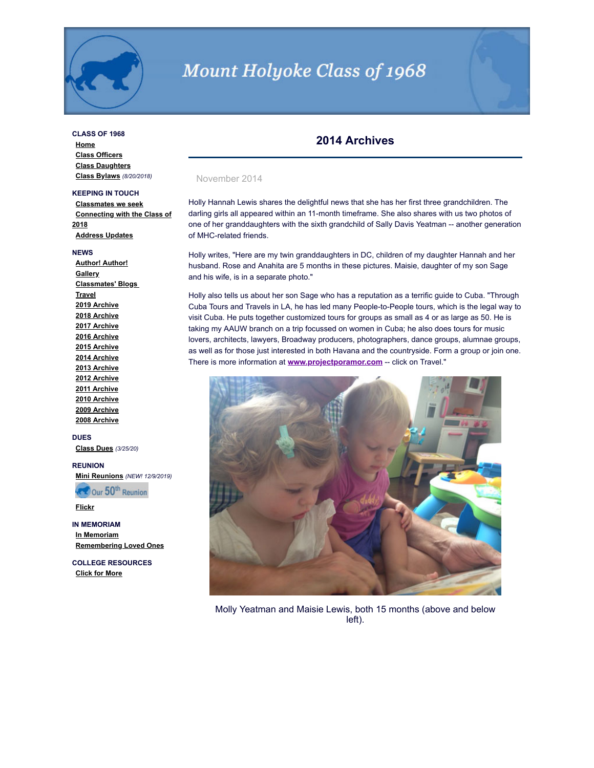# Mount Holyoke Class of 1968

**CLASS OF 1968**
- Home
- Class Officers
- Class Daughters
- Class Bylaws *(8/20/2018)*

**KEEPING IN TOUCH**
- Classmates we seek
- Connecting with the Class of 2018
- Address Updates

**NEWS**
- Author! Author!
- Gallery
- Classmates' Blogs
- Travel
- 2019 Archive
- 2018 Archive
- 2017 Archive
- 2016 Archive
- 2015 Archive
- 2014 Archive
- 2013 Archive
- 2012 Archive
- 2011 Archive
- 2010 Archive
- 2009 Archive
- 2008 Archive

**DUES**
- Class Dues *(3/25/20)*

**REUNION**
- Mini Reunions *(NEW! 12/9/2019)*
- Our 50th Reunion
- Flickr

**IN MEMORIAM**
- In Memoriam
- Remembering Loved Ones

**COLLEGE RESOURCES**
- Click for More

## 2014 Archives

November 2014

Holly Hannah Lewis shares the delightful news that she has her first three grandchildren. The darling girls all appeared within an 11-month timeframe. She also shares with us two photos of one of her granddaughters with the sixth grandchild of Sally Davis Yeatman -- another generation of MHC-related friends.

Holly writes, "Here are my twin granddaughters in DC, children of my daughter Hannah and her husband. Rose and Anahita are 5 months in these pictures. Maisie, daughter of my son Sage and his wife, is in a separate photo."

Holly also tells us about her son Sage who has a reputation as a terrific guide to Cuba. "Through Cuba Tours and Travels in LA, he has led many People-to-People tours, which is the legal way to visit Cuba. He puts together customized tours for groups as small as 4 or as large as 50. He is taking my AAUW branch on a trip focussed on women in Cuba; he also does tours for music lovers, architects, lawyers, Broadway producers, photographers, dance groups, alumnae groups, as well as for those just interested in both Havana and the countryside. Form a group or join one. There is more information at **www.projectporamor.com** -- click on Travel."

Molly Yeatman and Maisie Lewis, both 15 months (above and below left).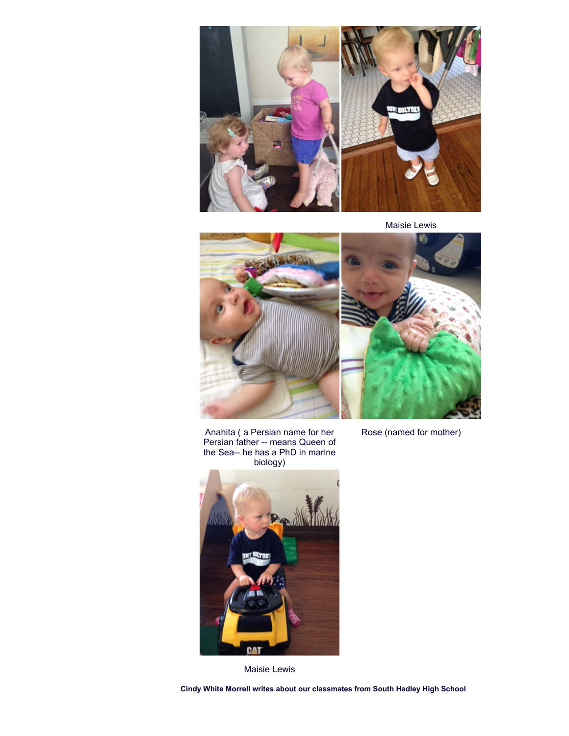Maisie Lewis

Anahita ( a Persian name for her Persian father -- means Queen of the Sea-- he has a PhD in marine biology)

Rose (named for mother)

Maisie Lewis

**Cindy White Morrell writes about our classmates from South Hadley High School**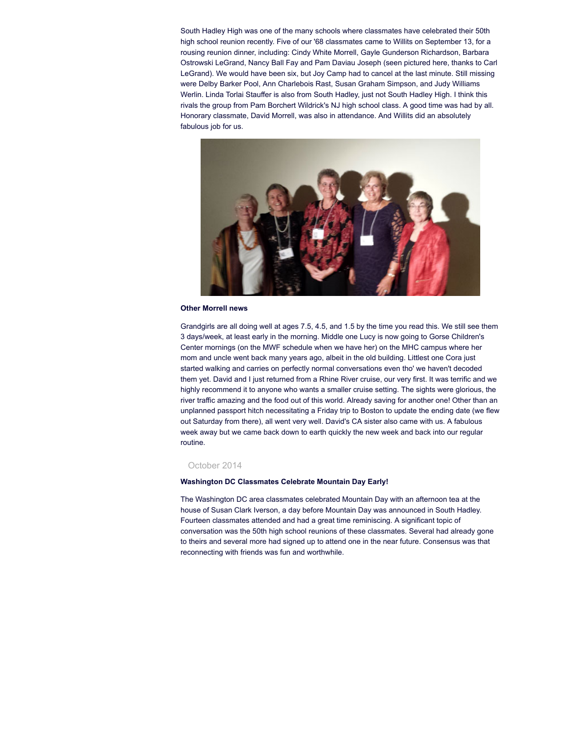South Hadley High was one of the many schools where classmates have celebrated their 50th high school reunion recently. Five of our '68 classmates came to Willits on September 13, for a rousing reunion dinner, including: Cindy White Morrell, Gayle Gunderson Richardson, Barbara Ostrowski LeGrand, Nancy Ball Fay and Pam Daviau Joseph (seen pictured here, thanks to Carl LeGrand). We would have been six, but Joy Camp had to cancel at the last minute. Still missing were Delby Barker Pool, Ann Charlebois Rast, Susan Graham Simpson, and Judy Williams Werlin. Linda Torlai Stauffer is also from South Hadley, just not South Hadley High. I think this rivals the group from Pam Borchert Wildrick's NJ high school class. A good time was had by all. Honorary classmate, David Morrell, was also in attendance. And Willits did an absolutely fabulous job for us.

**Other Morrell news**

Grandgirls are all doing well at ages 7.5, 4.5, and 1.5 by the time you read this. We still see them 3 days/week, at least early in the morning. Middle one Lucy is now going to Gorse Children's Center mornings (on the MWF schedule when we have her) on the MHC campus where her mom and uncle went back many years ago, albeit in the old building. Littlest one Cora just started walking and carries on perfectly normal conversations even tho' we haven't decoded them yet. David and I just returned from a Rhine River cruise, our very first. It was terrific and we highly recommend it to anyone who wants a smaller cruise setting. The sights were glorious, the river traffic amazing and the food out of this world. Already saving for another one! Other than an unplanned passport hitch necessitating a Friday trip to Boston to update the ending date (we flew out Saturday from there), all went very well. David's CA sister also came with us. A fabulous week away but we came back down to earth quickly the new week and back into our regular routine.

October 2014

**Washington DC Classmates Celebrate Mountain Day Early!**

The Washington DC area classmates celebrated Mountain Day with an afternoon tea at the house of Susan Clark Iverson, a day before Mountain Day was announced in South Hadley. Fourteen classmates attended and had a great time reminiscing. A significant topic of conversation was the 50th high school reunions of these classmates. Several had already gone to theirs and several more had signed up to attend one in the near future. Consensus was that reconnecting with friends was fun and worthwhile.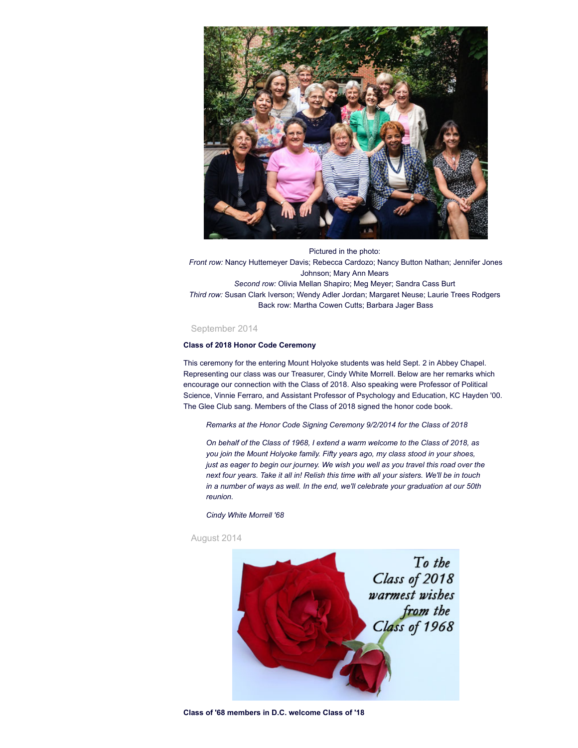Pictured in the photo:

*Front row:* Nancy Huttemeyer Davis; Rebecca Cardozo; Nancy Button Nathan; Jennifer Jones Johnson; Mary Ann Mears

*Second row:* Olivia Mellan Shapiro; Meg Meyer; Sandra Cass Burt

*Third row:* Susan Clark Iverson; Wendy Adler Jordan; Margaret Neuse; Laurie Trees Rodgers

Back row: Martha Cowen Cutts; Barbara Jager Bass

September 2014

**Class of 2018 Honor Code Ceremony**

This ceremony for the entering Mount Holyoke students was held Sept. 2 in Abbey Chapel. Representing our class was our Treasurer, Cindy White Morrell. Below are her remarks which encourage our connection with the Class of 2018. Also speaking were Professor of Political Science, Vinnie Ferraro, and Assistant Professor of Psychology and Education, KC Hayden '00. The Glee Club sang. Members of the Class of 2018 signed the honor code book.

> *Remarks at the Honor Code Signing Ceremony 9/2/2014 for the Class of 2018*
>
> *On behalf of the Class of 1968, I extend a warm welcome to the Class of 2018, as you join the Mount Holyoke family. Fifty years ago, my class stood in your shoes, just as eager to begin our journey. We wish you well as you travel this road over the next four years. Take it all in! Relish this time with all your sisters. We'll be in touch in a number of ways as well. In the end, we'll celebrate your graduation at our 50th reunion.*
>
> *Cindy White Morrell '68*

August 2014

To the Class of 2018 warmest wishes from the Class of 1968

**Class of '68 members in D.C. welcome Class of '18**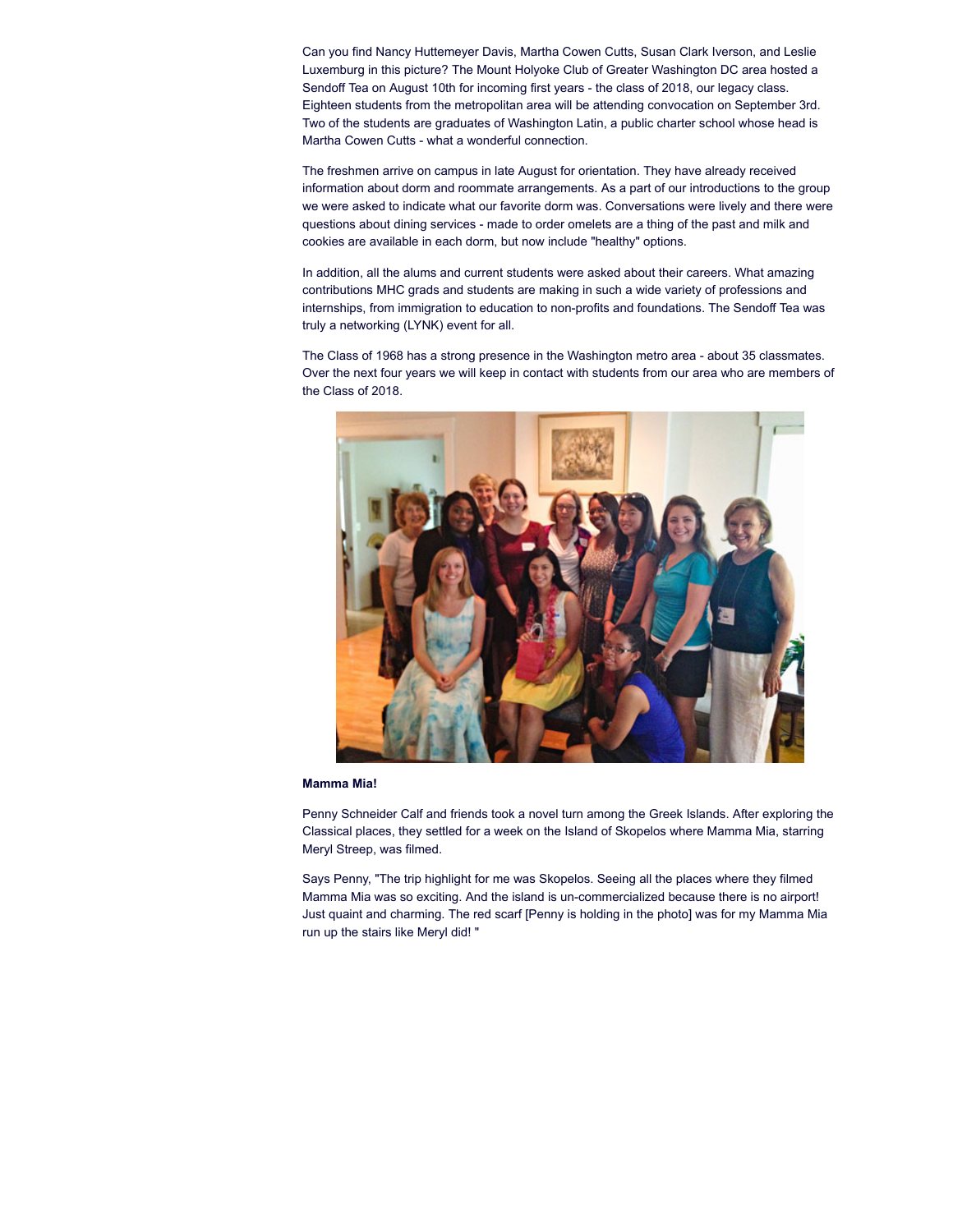Can you find Nancy Huttemeyer Davis, Martha Cowen Cutts, Susan Clark Iverson, and Leslie Luxemburg in this picture? The Mount Holyoke Club of Greater Washington DC area hosted a Sendoff Tea on August 10th for incoming first years - the class of 2018, our legacy class. Eighteen students from the metropolitan area will be attending convocation on September 3rd. Two of the students are graduates of Washington Latin, a public charter school whose head is Martha Cowen Cutts - what a wonderful connection.

The freshmen arrive on campus in late August for orientation. They have already received information about dorm and roommate arrangements. As a part of our introductions to the group we were asked to indicate what our favorite dorm was. Conversations were lively and there were questions about dining services - made to order omelets are a thing of the past and milk and cookies are available in each dorm, but now include "healthy" options.

In addition, all the alums and current students were asked about their careers. What amazing contributions MHC grads and students are making in such a wide variety of professions and internships, from immigration to education to non-profits and foundations. The Sendoff Tea was truly a networking (LYNK) event for all.

The Class of 1968 has a strong presence in the Washington metro area - about 35 classmates. Over the next four years we will keep in contact with students from our area who are members of the Class of 2018.

**Mamma Mia!**

Penny Schneider Calf and friends took a novel turn among the Greek Islands. After exploring the Classical places, they settled for a week on the Island of Skopelos where Mamma Mia, starring Meryl Streep, was filmed.

Says Penny, "The trip highlight for me was Skopelos. Seeing all the places where they filmed Mamma Mia was so exciting. And the island is un-commercialized because there is no airport! Just quaint and charming. The red scarf [Penny is holding in the photo] was for my Mamma Mia run up the stairs like Meryl did! "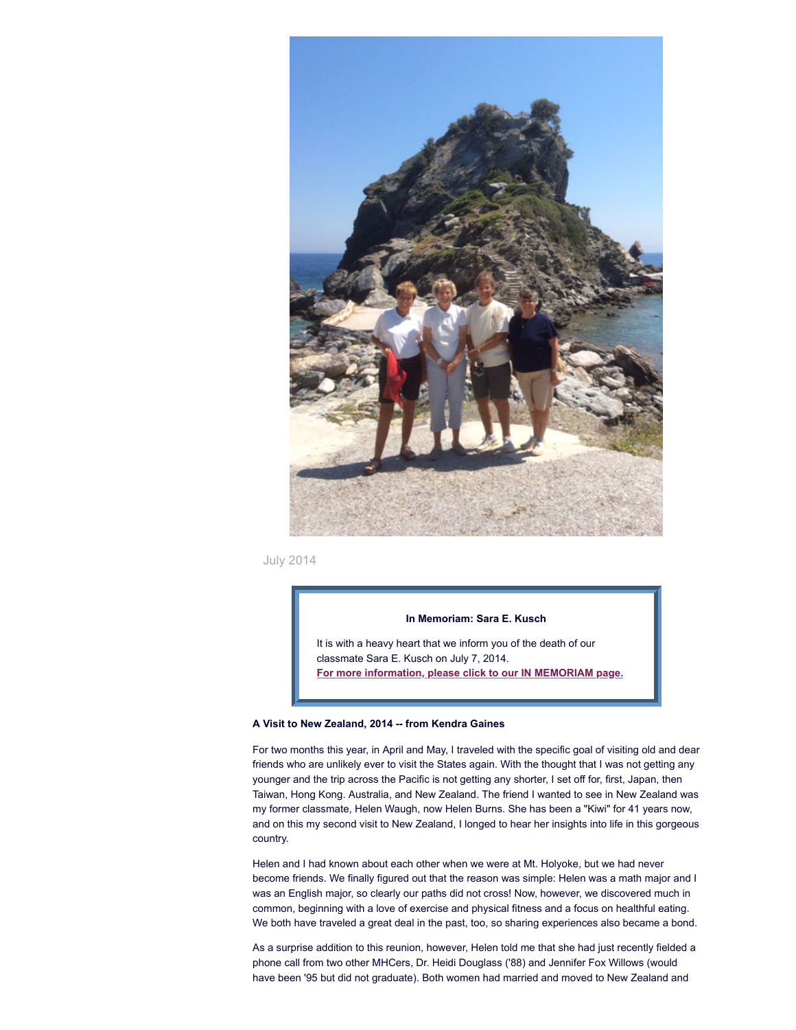July 2014

**In Memoriam: Sara E. Kusch**

It is with a heavy heart that we inform you of the death of our classmate Sara E. Kusch on July 7, 2014.
**For more information, please click to our IN MEMORIAM page.**

**A Visit to New Zealand, 2014 -- from Kendra Gaines**

For two months this year, in April and May, I traveled with the specific goal of visiting old and dear friends who are unlikely ever to visit the States again. With the thought that I was not getting any younger and the trip across the Pacific is not getting any shorter, I set off for, first, Japan, then Taiwan, Hong Kong. Australia, and New Zealand. The friend I wanted to see in New Zealand was my former classmate, Helen Waugh, now Helen Burns. She has been a "Kiwi" for 41 years now, and on this my second visit to New Zealand, I longed to hear her insights into life in this gorgeous country.

Helen and I had known about each other when we were at Mt. Holyoke, but we had never become friends. We finally figured out that the reason was simple: Helen was a math major and I was an English major, so clearly our paths did not cross! Now, however, we discovered much in common, beginning with a love of exercise and physical fitness and a focus on healthful eating. We both have traveled a great deal in the past, too, so sharing experiences also became a bond.

As a surprise addition to this reunion, however, Helen told me that she had just recently fielded a phone call from two other MHCers, Dr. Heidi Douglass ('88) and Jennifer Fox Willows (would have been '95 but did not graduate). Both women had married and moved to New Zealand and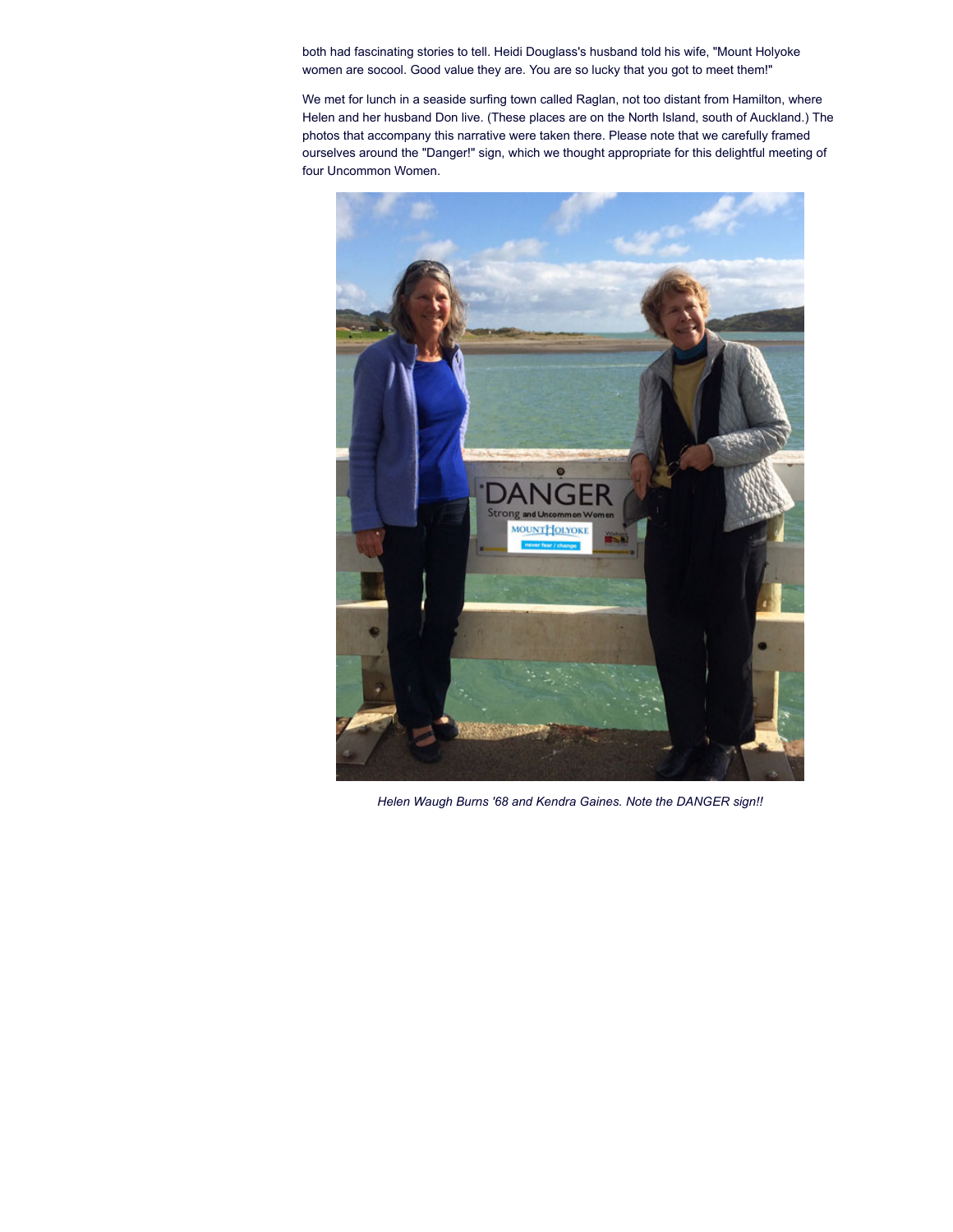both had fascinating stories to tell. Heidi Douglass's husband told his wife, "Mount Holyoke women are socool. Good value they are. You are so lucky that you got to meet them!"

We met for lunch in a seaside surfing town called Raglan, not too distant from Hamilton, where Helen and her husband Don live. (These places are on the North Island, south of Auckland.) The photos that accompany this narrative were taken there. Please note that we carefully framed ourselves around the "Danger!" sign, which we thought appropriate for this delightful meeting of four Uncommon Women.

*Helen Waugh Burns '68 and Kendra Gaines. Note the DANGER sign!!*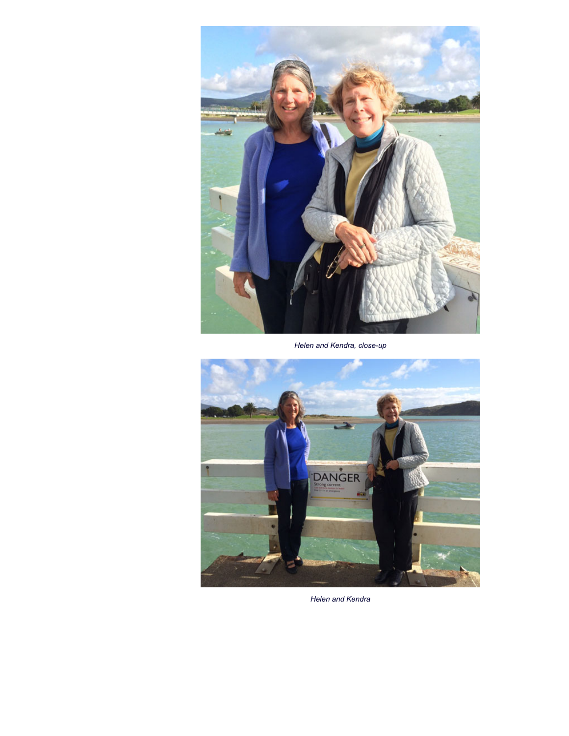*Helen and Kendra, close-up*

*Helen and Kendra*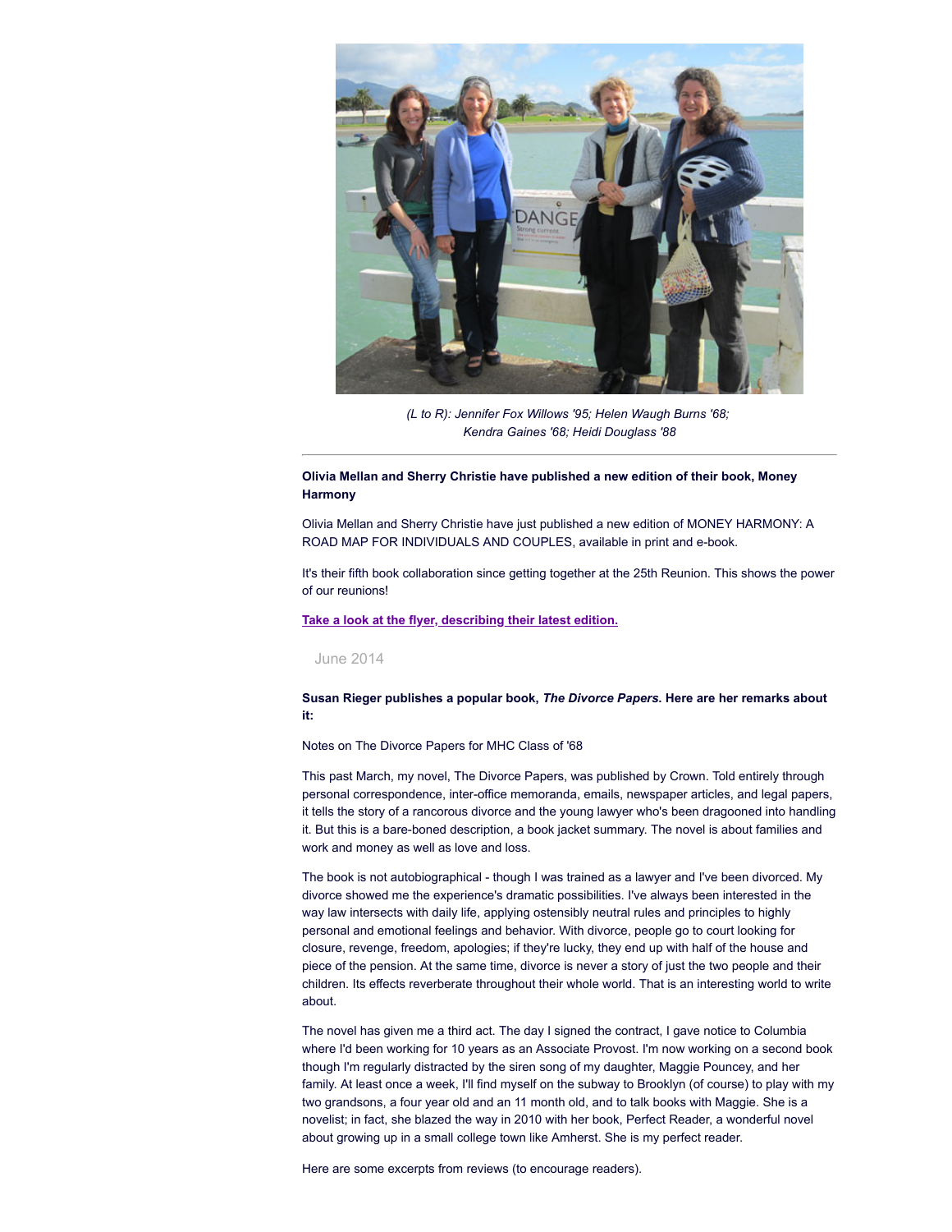*(L to R): Jennifer Fox Willows '95; Helen Waugh Burns '68; Kendra Gaines '68; Heidi Douglass '88*

---

**Olivia Mellan and Sherry Christie have published a new edition of their book, Money Harmony**

Olivia Mellan and Sherry Christie have just published a new edition of MONEY HARMONY: A ROAD MAP FOR INDIVIDUALS AND COUPLES, available in print and e-book.

It's their fifth book collaboration since getting together at the 25th Reunion. This shows the power of our reunions!

**Take a look at the flyer, describing their latest edition.**

June 2014

**Susan Rieger publishes a popular book, *The Divorce Papers*. Here are her remarks about it:**

Notes on The Divorce Papers for MHC Class of '68

This past March, my novel, The Divorce Papers, was published by Crown. Told entirely through personal correspondence, inter-office memoranda, emails, newspaper articles, and legal papers, it tells the story of a rancorous divorce and the young lawyer who's been dragooned into handling it. But this is a bare-boned description, a book jacket summary. The novel is about families and work and money as well as love and loss.

The book is not autobiographical - though I was trained as a lawyer and I've been divorced. My divorce showed me the experience's dramatic possibilities. I've always been interested in the way law intersects with daily life, applying ostensibly neutral rules and principles to highly personal and emotional feelings and behavior. With divorce, people go to court looking for closure, revenge, freedom, apologies; if they're lucky, they end up with half of the house and piece of the pension. At the same time, divorce is never a story of just the two people and their children. Its effects reverberate throughout their whole world. That is an interesting world to write about.

The novel has given me a third act. The day I signed the contract, I gave notice to Columbia where I'd been working for 10 years as an Associate Provost. I'm now working on a second book though I'm regularly distracted by the siren song of my daughter, Maggie Pouncey, and her family. At least once a week, I'll find myself on the subway to Brooklyn (of course) to play with my two grandsons, a four year old and an 11 month old, and to talk books with Maggie. She is a novelist; in fact, she blazed the way in 2010 with her book, Perfect Reader, a wonderful novel about growing up in a small college town like Amherst. She is my perfect reader.

Here are some excerpts from reviews (to encourage readers).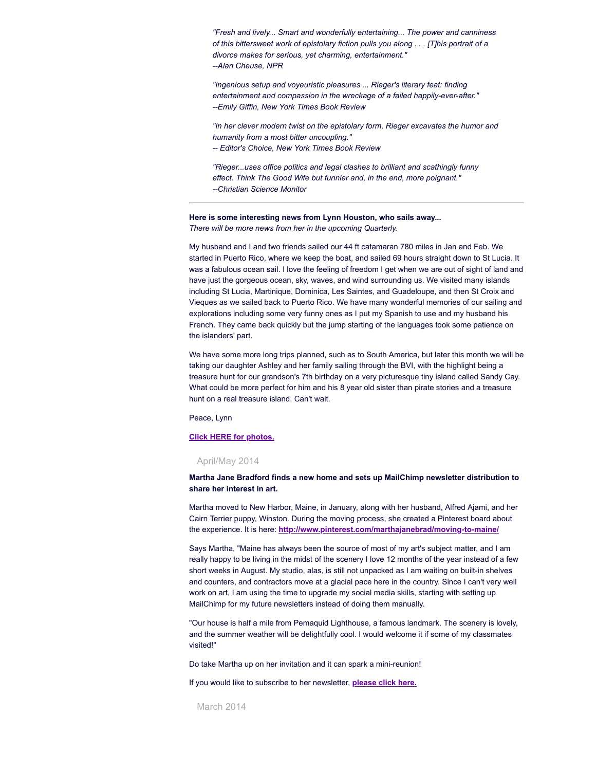*"Fresh and lively... Smart and wonderfully entertaining... The power and canniness of this bittersweet work of epistolary fiction pulls you along . . . [T]his portrait of a divorce makes for serious, yet charming, entertainment."*
*--Alan Cheuse, NPR*

*"Ingenious setup and voyeuristic pleasures ... Rieger's literary feat: finding entertainment and compassion in the wreckage of a failed happily-ever-after."*
*--Emily Giffin, New York Times Book Review*

*"In her clever modern twist on the epistolary form, Rieger excavates the humor and humanity from a most bitter uncoupling."*
*-- Editor's Choice, New York Times Book Review*

*"Rieger...uses office politics and legal clashes to brilliant and scathingly funny effect. Think The Good Wife but funnier and, in the end, more poignant."*
*--Christian Science Monitor*

---

**Here is some interesting news from Lynn Houston, who sails away...**
*There will be more news from her in the upcoming Quarterly.*

My husband and I and two friends sailed our 44 ft catamaran 780 miles in Jan and Feb. We started in Puerto Rico, where we keep the boat, and sailed 69 hours straight down to St Lucia. It was a fabulous ocean sail. I love the feeling of freedom I get when we are out of sight of land and have just the gorgeous ocean, sky, waves, and wind surrounding us. We visited many islands including St Lucia, Martinique, Dominica, Les Saintes, and Guadeloupe, and then St Croix and Vieques as we sailed back to Puerto Rico. We have many wonderful memories of our sailing and explorations including some very funny ones as I put my Spanish to use and my husband his French. They came back quickly but the jump starting of the languages took some patience on the islanders' part.

We have some more long trips planned, such as to South America, but later this month we will be taking our daughter Ashley and her family sailing through the BVI, with the highlight being a treasure hunt for our grandson's 7th birthday on a very picturesque tiny island called Sandy Cay. What could be more perfect for him and his 8 year old sister than pirate stories and a treasure hunt on a real treasure island. Can't wait.

Peace, Lynn

**Click HERE for photos.**

## April/May 2014

**Martha Jane Bradford finds a new home and sets up MailChimp newsletter distribution to share her interest in art.**

Martha moved to New Harbor, Maine, in January, along with her husband, Alfred Ajami, and her Cairn Terrier puppy, Winston. During the moving process, she created a Pinterest board about the experience. It is here: **http://www.pinterest.com/marthajanebrad/moving-to-maine/**

Says Martha, "Maine has always been the source of most of my art's subject matter, and I am really happy to be living in the midst of the scenery I love 12 months of the year instead of a few short weeks in August. My studio, alas, is still not unpacked as I am waiting on built-in shelves and counters, and contractors move at a glacial pace here in the country. Since I can't very well work on art, I am using the time to upgrade my social media skills, starting with setting up MailChimp for my future newsletters instead of doing them manually.

"Our house is half a mile from Pemaquid Lighthouse, a famous landmark. The scenery is lovely, and the summer weather will be delightfully cool. I would welcome it if some of my classmates visited!"

Do take Martha up on her invitation and it can spark a mini-reunion!

If you would like to subscribe to her newsletter, **please click here.**

## March 2014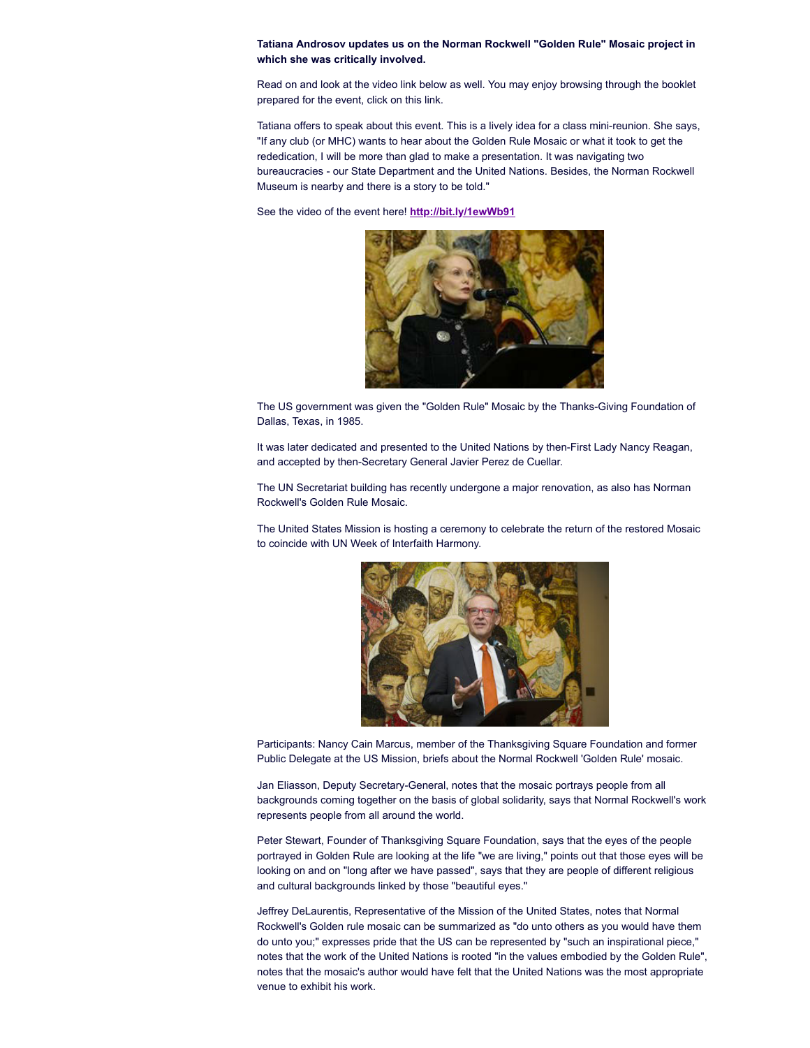**Tatiana Androsov updates us on the Norman Rockwell "Golden Rule" Mosaic project in which she was critically involved.**

Read on and look at the video link below as well. You may enjoy browsing through the booklet prepared for the event, click on this link.

Tatiana offers to speak about this event. This is a lively idea for a class mini-reunion. She says, "If any club (or MHC) wants to hear about the Golden Rule Mosaic or what it took to get the rededication, I will be more than glad to make a presentation. It was navigating two bureaucracies - our State Department and the United Nations. Besides, the Norman Rockwell Museum is nearby and there is a story to be told."

See the video of the event here! **http://bit.ly/1ewWb91**

The US government was given the "Golden Rule" Mosaic by the Thanks-Giving Foundation of Dallas, Texas, in 1985.

It was later dedicated and presented to the United Nations by then-First Lady Nancy Reagan, and accepted by then-Secretary General Javier Perez de Cuellar.

The UN Secretariat building has recently undergone a major renovation, as also has Norman Rockwell's Golden Rule Mosaic.

The United States Mission is hosting a ceremony to celebrate the return of the restored Mosaic to coincide with UN Week of Interfaith Harmony.

Participants: Nancy Cain Marcus, member of the Thanksgiving Square Foundation and former Public Delegate at the US Mission, briefs about the Normal Rockwell 'Golden Rule' mosaic.

Jan Eliasson, Deputy Secretary-General, notes that the mosaic portrays people from all backgrounds coming together on the basis of global solidarity, says that Normal Rockwell's work represents people from all around the world.

Peter Stewart, Founder of Thanksgiving Square Foundation, says that the eyes of the people portrayed in Golden Rule are looking at the life "we are living," points out that those eyes will be looking on and on "long after we have passed", says that they are people of different religious and cultural backgrounds linked by those "beautiful eyes."

Jeffrey DeLaurentis, Representative of the Mission of the United States, notes that Normal Rockwell's Golden rule mosaic can be summarized as "do unto others as you would have them do unto you;" expresses pride that the US can be represented by "such an inspirational piece," notes that the work of the United Nations is rooted "in the values embodied by the Golden Rule", notes that the mosaic's author would have felt that the United Nations was the most appropriate venue to exhibit his work.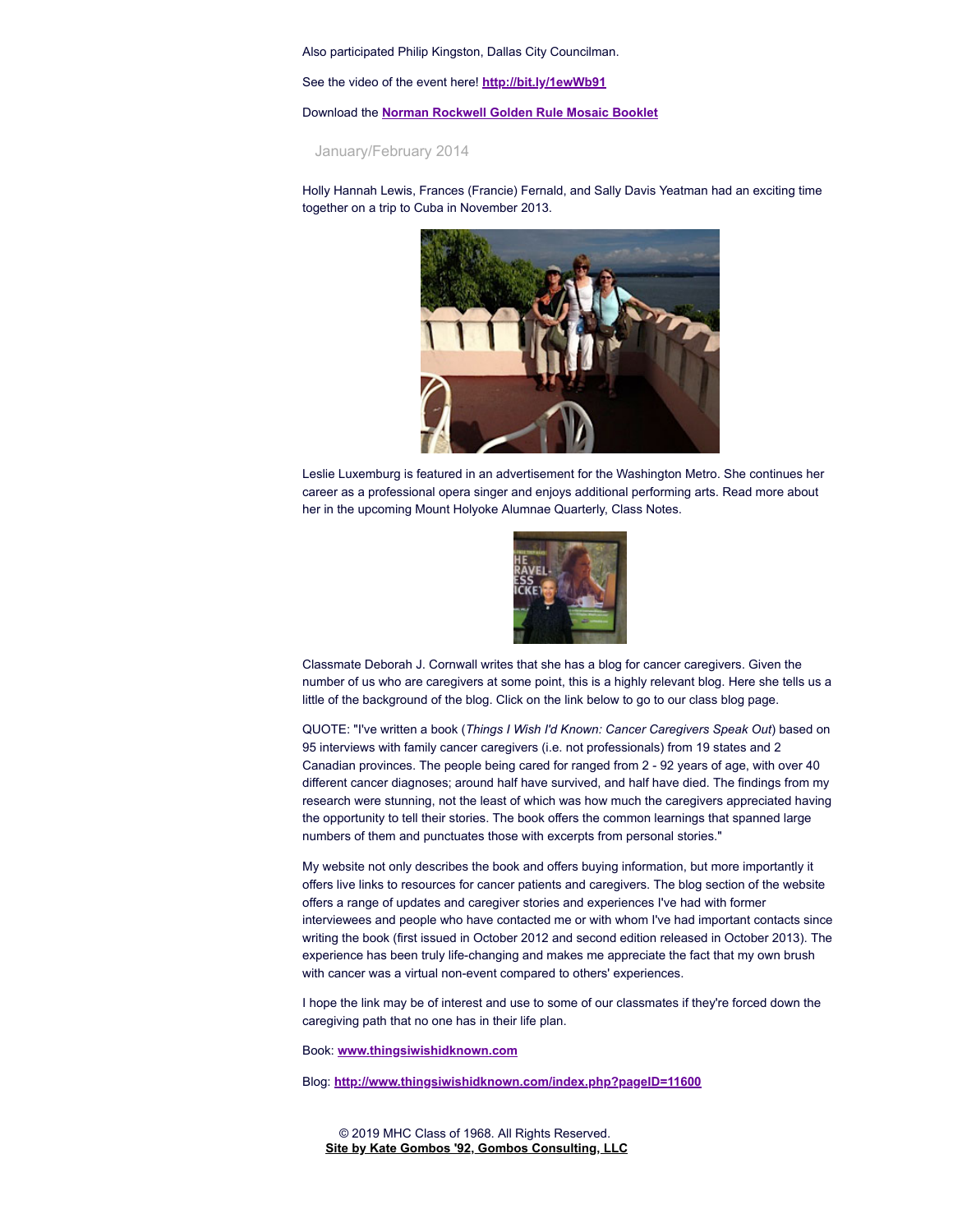Also participated Philip Kingston, Dallas City Councilman.

See the video of the event here! **http://bit.ly/1ewWb91**

Download the **Norman Rockwell Golden Rule Mosaic Booklet**

January/February 2014

Holly Hannah Lewis, Frances (Francie) Fernald, and Sally Davis Yeatman had an exciting time together on a trip to Cuba in November 2013.

Leslie Luxemburg is featured in an advertisement for the Washington Metro. She continues her career as a professional opera singer and enjoys additional performing arts. Read more about her in the upcoming Mount Holyoke Alumnae Quarterly, Class Notes.

Classmate Deborah J. Cornwall writes that she has a blog for cancer caregivers. Given the number of us who are caregivers at some point, this is a highly relevant blog. Here she tells us a little of the background of the blog. Click on the link below to go to our class blog page.

QUOTE: "I've written a book (*Things I Wish I'd Known: Cancer Caregivers Speak Out*) based on 95 interviews with family cancer caregivers (i.e. not professionals) from 19 states and 2 Canadian provinces. The people being cared for ranged from 2 - 92 years of age, with over 40 different cancer diagnoses; around half have survived, and half have died. The findings from my research were stunning, not the least of which was how much the caregivers appreciated having the opportunity to tell their stories. The book offers the common learnings that spanned large numbers of them and punctuates those with excerpts from personal stories."

My website not only describes the book and offers buying information, but more importantly it offers live links to resources for cancer patients and caregivers. The blog section of the website offers a range of updates and caregiver stories and experiences I've had with former interviewees and people who have contacted me or with whom I've had important contacts since writing the book (first issued in October 2012 and second edition released in October 2013). The experience has been truly life-changing and makes me appreciate the fact that my own brush with cancer was a virtual non-event compared to others' experiences.

I hope the link may be of interest and use to some of our classmates if they're forced down the caregiving path that no one has in their life plan.

Book: **www.thingsiwishidknown.com**

Blog: **http://www.thingsiwishidknown.com/index.php?pageID=11600**

© 2019 MHC Class of 1968. All Rights Reserved.
**Site by Kate Gombos '92, Gombos Consulting, LLC**